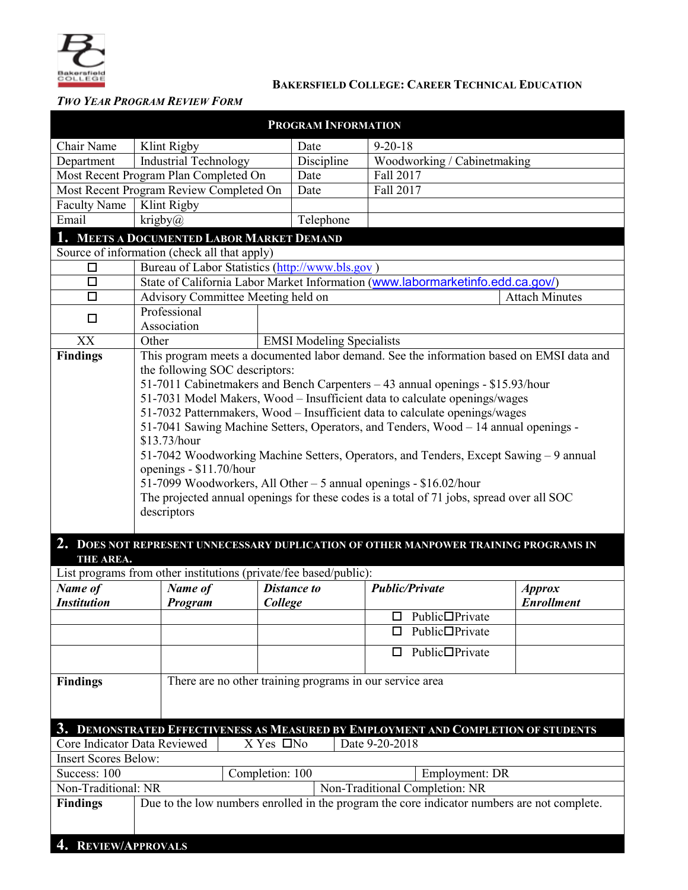**Bakersfield College: Career Technical Education**

***Two Year Program Review Form***

| **Program Information** | | | |
|---|---|---|---|
| Chair Name | Klint Rigby | Date | 9-20-18 |
| Department | Industrial Technology | Discipline | Woodworking / Cabinetmaking |
| Most Recent Program Plan Completed On | | Date | Fall 2017 |
| Most Recent Program Review Completed On | | Date | Fall 2017 |
| Faculty Name | Klint Rigby | | |
| Email | krigby@ | Telephone | |

## 1. Meets a Documented Labor Market Demand

Source of information (check all that apply)

| | | |
|---|---|---|
| ☐ | Bureau of Labor Statistics (http://www.bls.gov ) | |
| ☐ | State of California Labor Market Information (www.labormarketinfo.edd.ca.gov/) | |
| ☐ | Advisory Committee Meeting held on | Attach Minutes |
| ☐ | Professional Association | |
| XX | Other | EMSI Modeling Specialists |

**Findings**

This program meets a documented labor demand. See the information based on EMSI data and the following SOC descriptors:

51-7011 Cabinetmakers and Bench Carpenters – 43 annual openings - $15.93/hour
51-7031 Model Makers, Wood – Insufficient data to calculate openings/wages
51-7032 Patternmakers, Wood – Insufficient data to calculate openings/wages
51-7041 Sawing Machine Setters, Operators, and Tenders, Wood – 14 annual openings - $13.73/hour
51-7042 Woodworking Machine Setters, Operators, and Tenders, Except Sawing – 9 annual openings - $11.70/hour
51-7099 Woodworkers, All Other – 5 annual openings - $16.02/hour
The projected annual openings for these codes is a total of 71 jobs, spread over all SOC descriptors

## 2. Does Not Represent Unnecessary Duplication of Other Manpower Training Programs in the Area.

List programs from other institutions (private/fee based/public):

| ***Name of Institution*** | ***Name of Program*** | ***Distance to College*** | ***Public/Private*** | ***Approx Enrollment*** |
|---|---|---|---|---|
| | | | ☐ Public☐Private | |
| | | | ☐ Public☐Private | |
| | | | ☐ Public☐Private | |

**Findings**: There are no other training programs in our service area

## 3. Demonstrated Effectiveness as Measured by Employment and Completion of Students

| | | |
|---|---|---|
| Core Indicator Data Reviewed | X Yes ☐No | Date 9-20-2018 |

Insert Scores Below:

| | | |
|---|---|---|
| Success: 100 | Completion: 100 | Employment: DR |
| Non-Traditional: NR | Non-Traditional Completion: NR | |

**Findings**: Due to the low numbers enrolled in the program the core indicator numbers are not complete.

## 4. Review/Approvals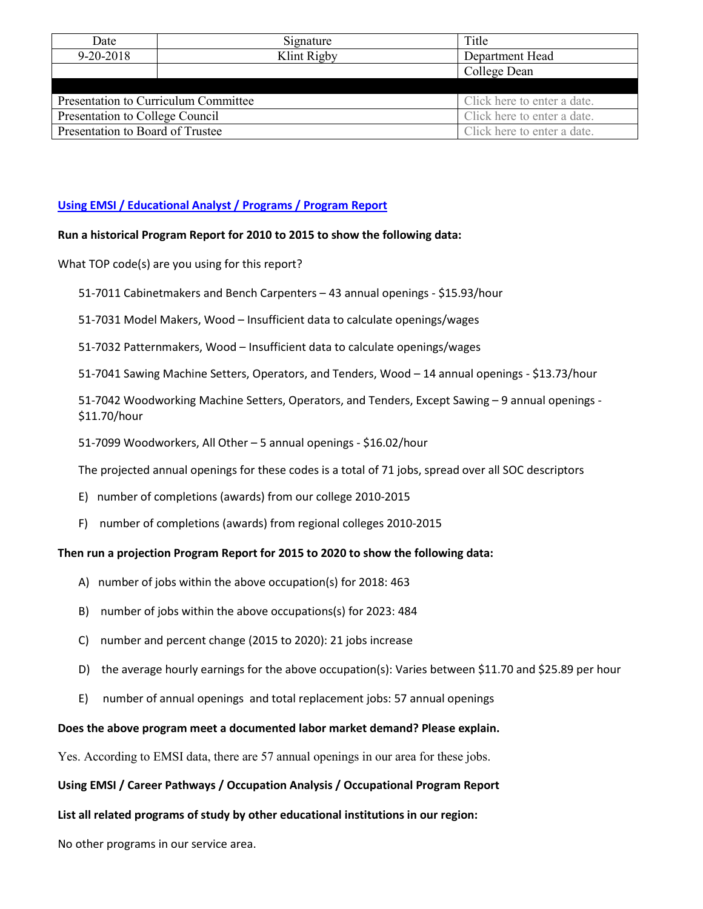| Date | Signature | Title |
|---|---|---|
| 9-20-2018 | Klint Rigby | Department Head |
| | | College Dean |
| | | |
| Presentation to Curriculum Committee | | Click here to enter a date. |
| Presentation to College Council | | Click here to enter a date. |
| Presentation to Board of Trustee | | Click here to enter a date. |

**Using EMSI / Educational Analyst / Programs / Program Report**

**Run a historical Program Report for 2010 to 2015 to show the following data:**

What TOP code(s) are you using for this report?

51-7011 Cabinetmakers and Bench Carpenters – 43 annual openings - $15.93/hour

51-7031 Model Makers, Wood – Insufficient data to calculate openings/wages

51-7032 Patternmakers, Wood – Insufficient data to calculate openings/wages

51-7041 Sawing Machine Setters, Operators, and Tenders, Wood – 14 annual openings - $13.73/hour

51-7042 Woodworking Machine Setters, Operators, and Tenders, Except Sawing – 9 annual openings - $11.70/hour

51-7099 Woodworkers, All Other – 5 annual openings - $16.02/hour

The projected annual openings for these codes is a total of 71 jobs, spread over all SOC descriptors

E) number of completions (awards) from our college 2010-2015

F) number of completions (awards) from regional colleges 2010-2015

**Then run a projection Program Report for 2015 to 2020 to show the following data:**

A) number of jobs within the above occupation(s) for 2018: 463

B) number of jobs within the above occupations(s) for 2023: 484

C) number and percent change (2015 to 2020): 21 jobs increase

D) the average hourly earnings for the above occupation(s): Varies between $11.70 and $25.89 per hour

E) number of annual openings and total replacement jobs: 57 annual openings

**Does the above program meet a documented labor market demand? Please explain.**

Yes. According to EMSI data, there are 57 annual openings in our area for these jobs.

**Using EMSI / Career Pathways / Occupation Analysis / Occupational Program Report**

**List all related programs of study by other educational institutions in our region:**

No other programs in our service area.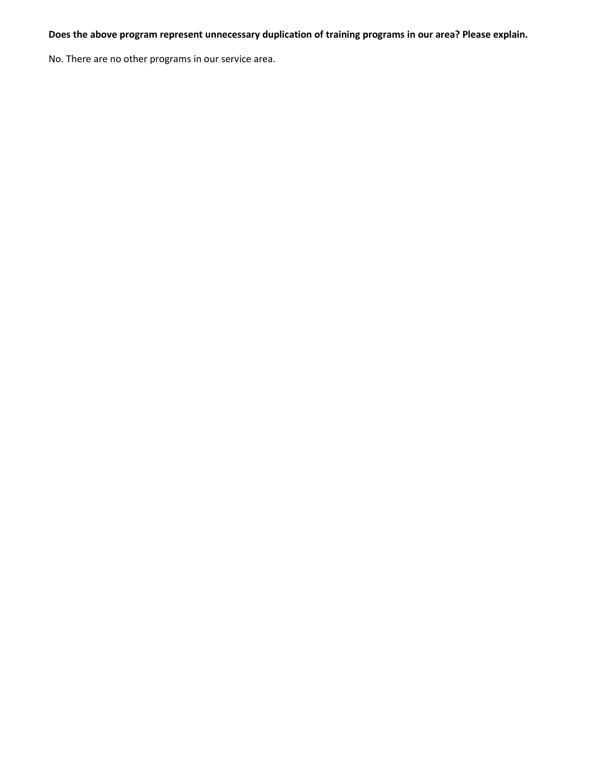**Does the above program represent unnecessary duplication of training programs in our area? Please explain.**

No. There are no other programs in our service area.